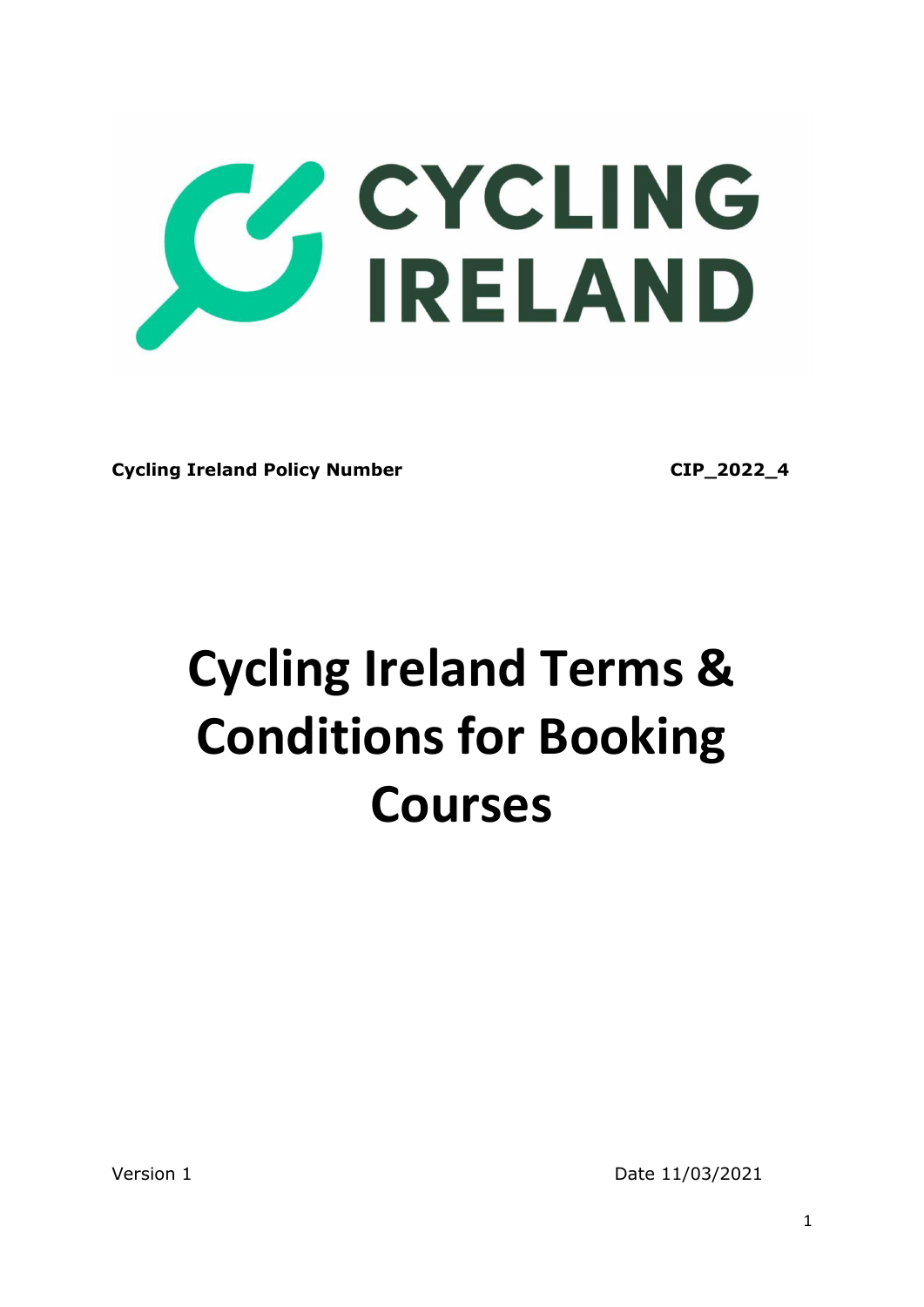**Cycling Ireland Policy Number** **CIP_2022_4**

# Cycling Ireland Terms & Conditions for Booking Courses

Version 1 Date 11/03/2021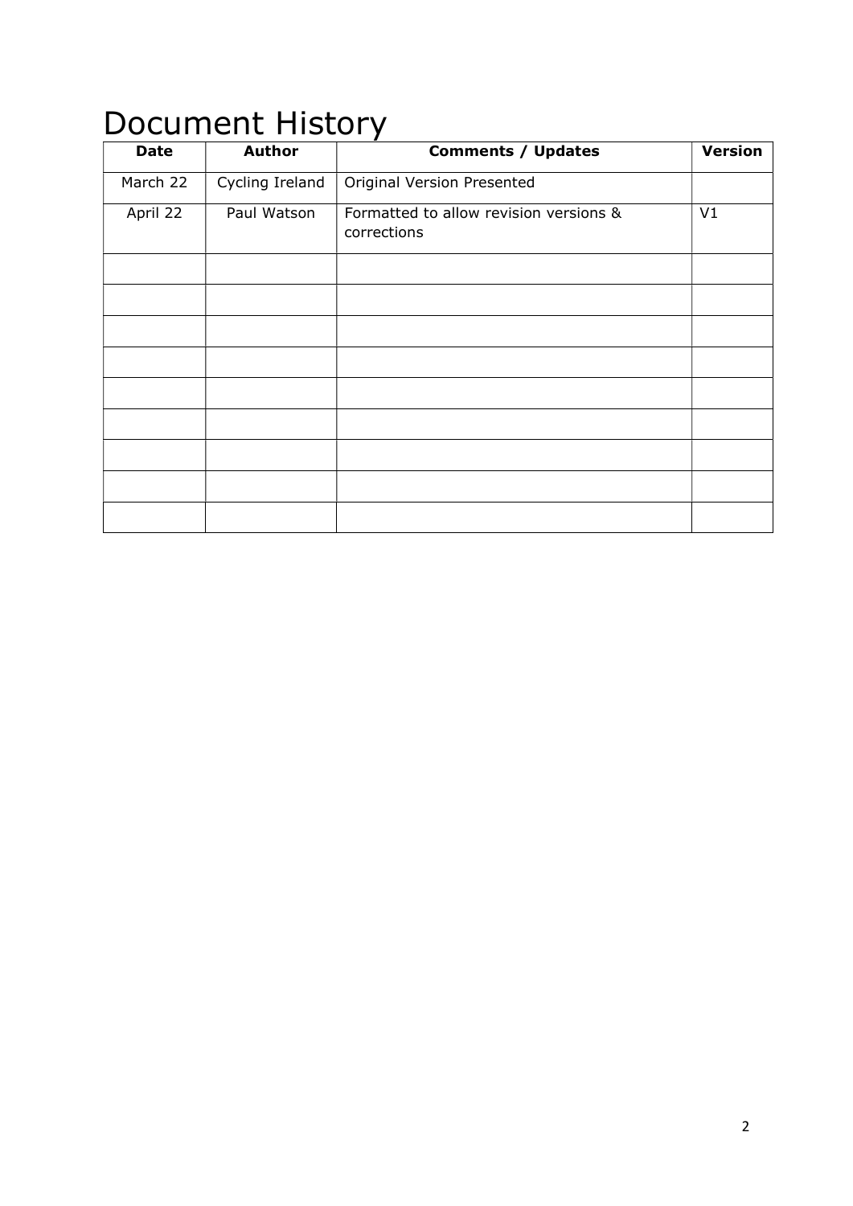# Document History

| Date | Author | Comments / Updates | Version |
|---|---|---|---|
| March 22 | Cycling Ireland | Original Version Presented | |
| April 22 | Paul Watson | Formatted to allow revision versions & corrections | V1 |
| | | | |
| | | | |
| | | | |
| | | | |
| | | | |
| | | | |
| | | | |
| | | | |
| | | | |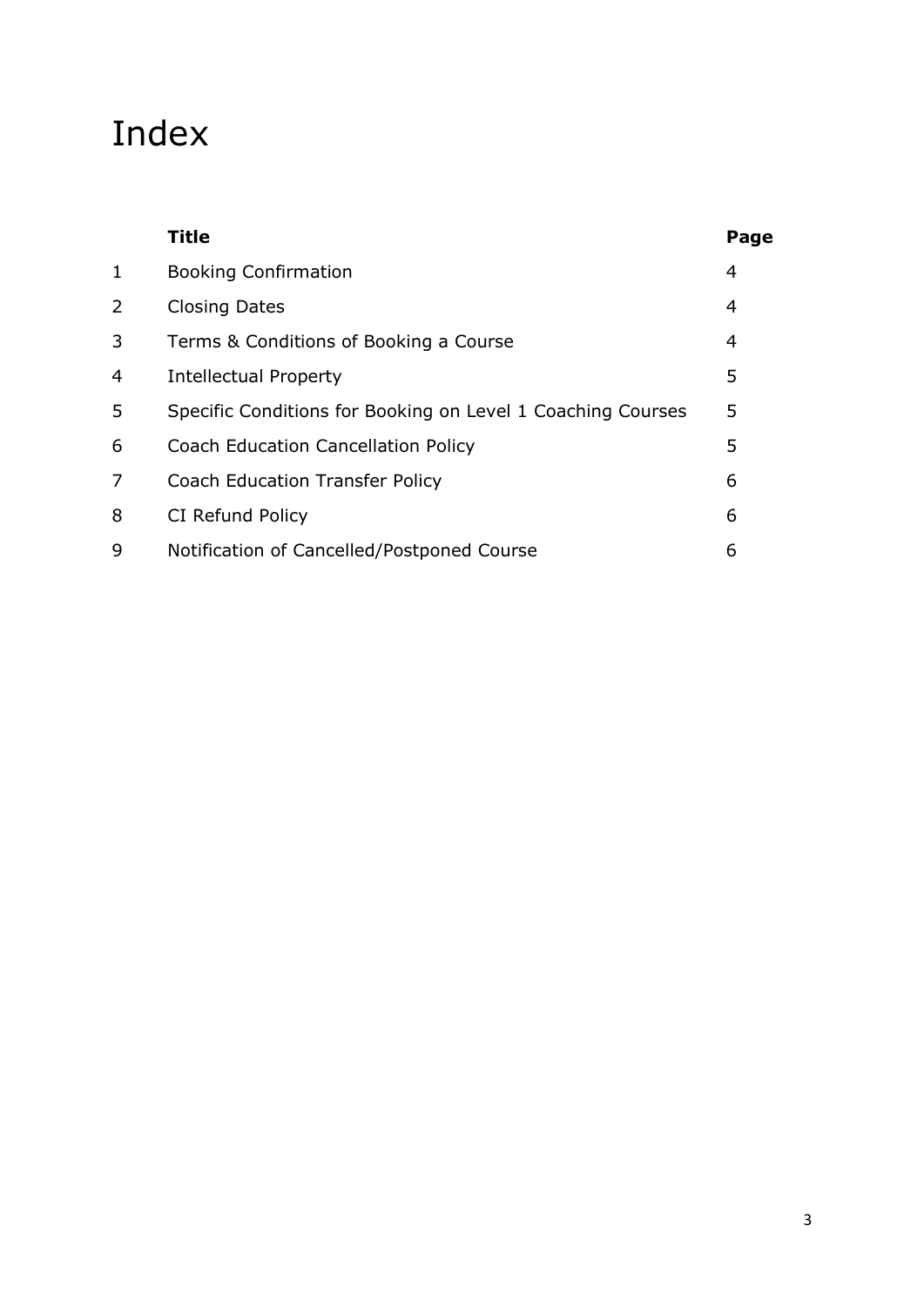# Index

| | **Title** | **Page** |
|---|---|---|
| 1 | Booking Confirmation | 4 |
| 2 | Closing Dates | 4 |
| 3 | Terms & Conditions of Booking a Course | 4 |
| 4 | Intellectual Property | 5 |
| 5 | Specific Conditions for Booking on Level 1 Coaching Courses | 5 |
| 6 | Coach Education Cancellation Policy | 5 |
| 7 | Coach Education Transfer Policy | 6 |
| 8 | CI Refund Policy | 6 |
| 9 | Notification of Cancelled/Postponed Course | 6 |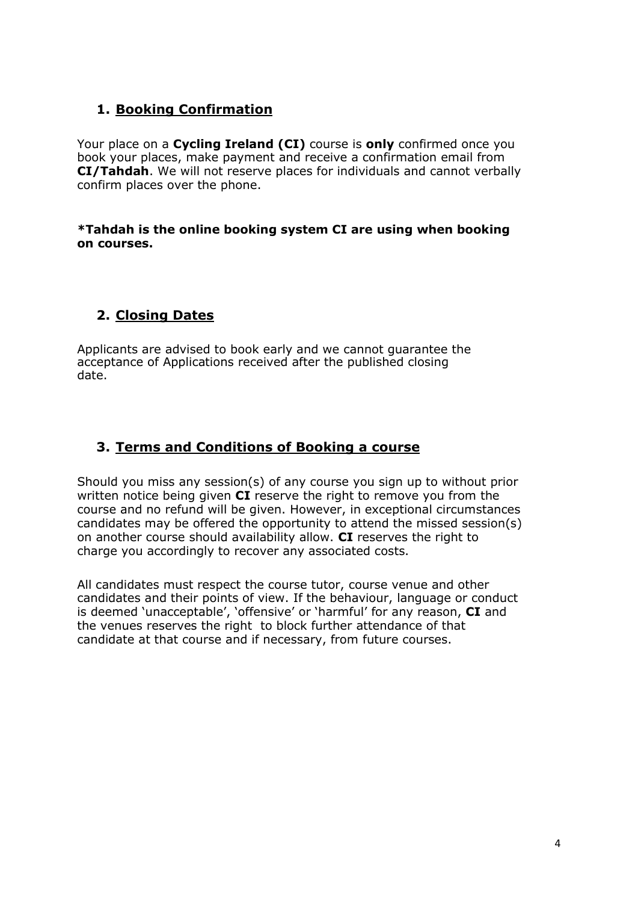## 1. Booking Confirmation

Your place on a **Cycling Ireland (CI)** course is **only** confirmed once you book your places, make payment and receive a confirmation email from **CI/Tahdah**. We will not reserve places for individuals and cannot verbally confirm places over the phone.

***Tahdah is the online booking system CI are using when booking on courses.**

## 2. Closing Dates

Applicants are advised to book early and we cannot guarantee the acceptance of Applications received after the published closing date.

## 3. Terms and Conditions of Booking a course

Should you miss any session(s) of any course you sign up to without prior written notice being given **CI** reserve the right to remove you from the course and no refund will be given. However, in exceptional circumstances candidates may be offered the opportunity to attend the missed session(s) on another course should availability allow. **CI** reserves the right to charge you accordingly to recover any associated costs.

All candidates must respect the course tutor, course venue and other candidates and their points of view. If the behaviour, language or conduct is deemed 'unacceptable', 'offensive' or 'harmful' for any reason, **CI** and the venues reserves the right to block further attendance of that candidate at that course and if necessary, from future courses.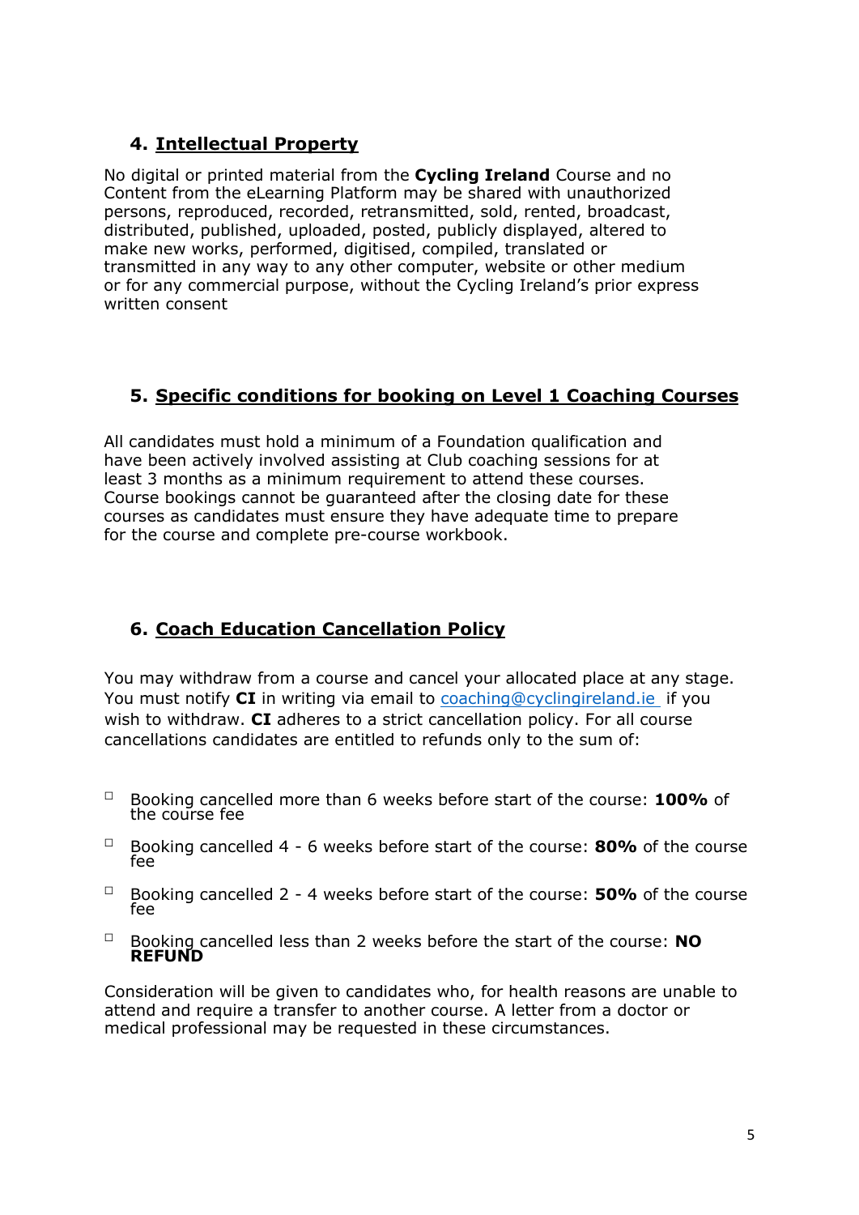## 4. Intellectual Property

No digital or printed material from the **Cycling Ireland** Course and no Content from the eLearning Platform may be shared with unauthorized persons, reproduced, recorded, retransmitted, sold, rented, broadcast, distributed, published, uploaded, posted, publicly displayed, altered to make new works, performed, digitised, compiled, translated or transmitted in any way to any other computer, website or other medium or for any commercial purpose, without the Cycling Ireland's prior express written consent

## 5. Specific conditions for booking on Level 1 Coaching Courses

All candidates must hold a minimum of a Foundation qualification and have been actively involved assisting at Club coaching sessions for at least 3 months as a minimum requirement to attend these courses. Course bookings cannot be guaranteed after the closing date for these courses as candidates must ensure they have adequate time to prepare for the course and complete pre-course workbook.

## 6. Coach Education Cancellation Policy

You may withdraw from a course and cancel your allocated place at any stage. You must notify **CI** in writing via email to coaching@cyclingireland.ie if you wish to withdraw. **CI** adheres to a strict cancellation policy. For all course cancellations candidates are entitled to refunds only to the sum of:

- Booking cancelled more than 6 weeks before start of the course: **100%** of the course fee
- Booking cancelled 4 - 6 weeks before start of the course: **80%** of the course fee
- Booking cancelled 2 - 4 weeks before start of the course: **50%** of the course fee
- Booking cancelled less than 2 weeks before the start of the course: **NO REFUND**

Consideration will be given to candidates who, for health reasons are unable to attend and require a transfer to another course. A letter from a doctor or medical professional may be requested in these circumstances.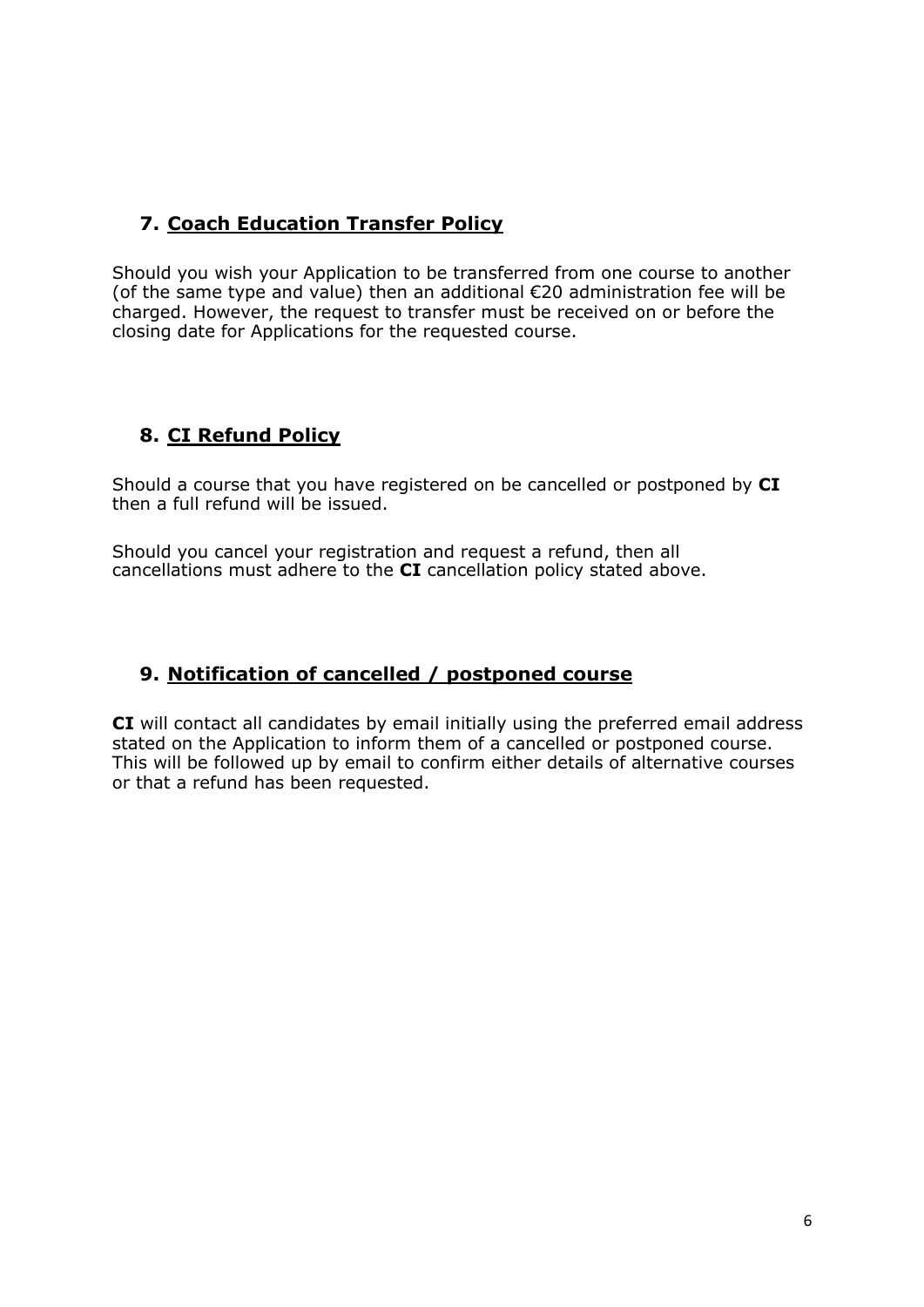## 7. <u>Coach Education Transfer Policy</u>

Should you wish your Application to be transferred from one course to another (of the same type and value) then an additional €20 administration fee will be charged. However, the request to transfer must be received on or before the closing date for Applications for the requested course.

## 8. <u>CI Refund Policy</u>

Should a course that you have registered on be cancelled or postponed by **CI** then a full refund will be issued.

Should you cancel your registration and request a refund, then all cancellations must adhere to the **CI** cancellation policy stated above.

## 9. <u>Notification of cancelled / postponed course</u>

**CI** will contact all candidates by email initially using the preferred email address stated on the Application to inform them of a cancelled or postponed course. This will be followed up by email to confirm either details of alternative courses or that a refund has been requested.